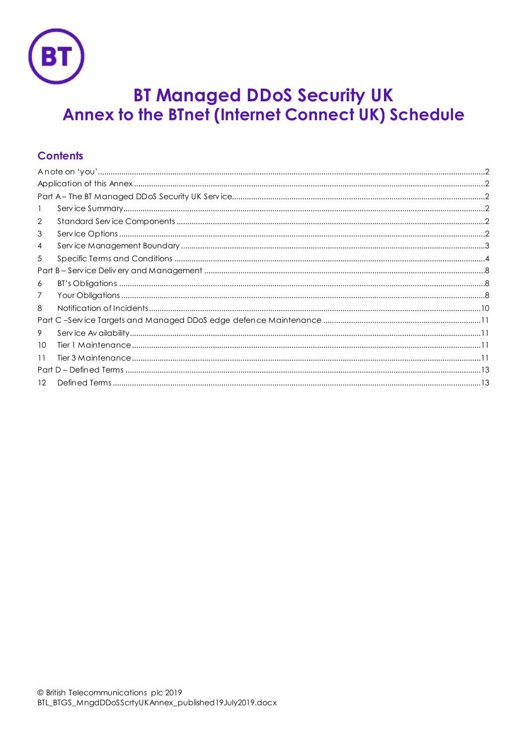# BT Managed DDoS Security UK
# Annex to the BTnet (Internet Connect UK) Schedule

## Contents

A note on 'you'.....2
Application of this Annex.....2
Part A – The BT Managed DDoS Security UK Service.....2
1 Service Summary.....2
2 Standard Service Components.....2
3 Service Options.....2
4 Service Management Boundary.....3
5 Specific Terms and Conditions.....4
Part B – Service Delivery and Management.....8
6 BT's Obligations.....8
7 Your Obligations.....8
8 Notification of Incidents.....10
Part C –Service Targets and Managed DDoS edge defence Maintenance.....11
9 Service Availability.....11
10 Tier 1 Maintenance.....11
11 Tier 3 Maintenance.....11
Part D – Defined Terms.....13
12 Defined Terms.....13

© British Telecommunications plc 2019
BTL_BTGS_MngdDDoSScrtyUKAnnex_published19July2019.docx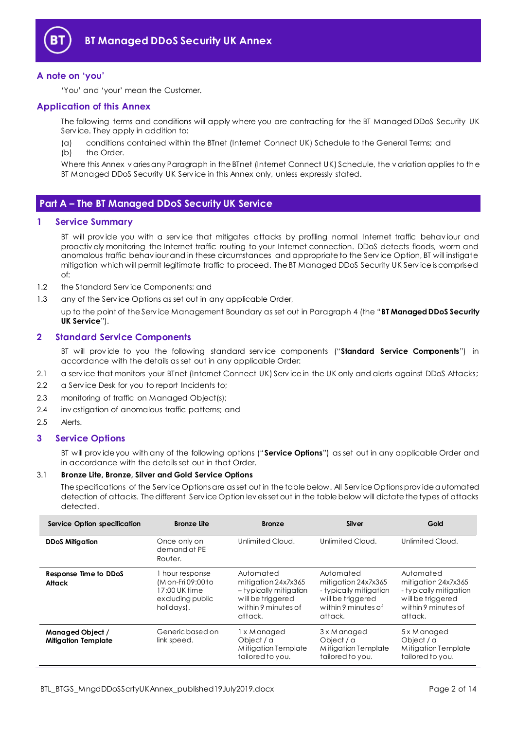# BT Managed DDoS Security UK Annex

## A note on 'you'

'You' and 'your' mean the Customer.

## Application of this Annex

The following terms and conditions will apply where you are contracting for the BT Managed DDoS Security UK Service. They apply in addition to:

(a) conditions contained within the BTnet (Internet Connect UK) Schedule to the General Terms; and

(b) the Order.

Where this Annex varies any Paragraph in the BTnet (Internet Connect UK) Schedule, the variation applies to the BT Managed DDoS Security UK Service in this Annex only, unless expressly stated.

## Part A – The BT Managed DDoS Security UK Service

### 1 Service Summary

BT will provide you with a service that mitigates attacks by profiling normal Internet traffic behaviour and proactively monitoring the Internet traffic routing to your Internet connection. DDoS detects floods, worm and anomalous traffic behaviour and in these circumstances and appropriate to the Service Option, BT will instigate mitigation which will permit legitimate traffic to proceed. The BT Managed DDoS Security UK Service is comprised of:

1.2 the Standard Service Components; and

1.3 any of the Service Options as set out in any applicable Order,

up to the point of the Service Management Boundary as set out in Paragraph 4 (the "**BT Managed DDoS Security UK Service**").

### 2 Standard Service Components

BT will provide to you the following standard service components ("**Standard Service Components**") in accordance with the details as set out in any applicable Order:

2.1 a service that monitors your BTnet (Internet Connect UK) Service in the UK only and alerts against DDoS Attacks;

2.2 a Service Desk for you to report Incidents to;

2.3 monitoring of traffic on Managed Object(s);

2.4 investigation of anomalous traffic patterns; and

2.5 Alerts.

### 3 Service Options

BT will provide you with any of the following options ("**Service Options**") as set out in any applicable Order and in accordance with the details set out in that Order.

3.1 **Bronze Lite, Bronze, Silver and Gold Service Options**

The specifications of the Service Options are as set out in the table below. All Service Options provide automated detection of attacks. The different Service Option levels set out in the table below will dictate the types of attacks detected.

| Service Option specification | Bronze Lite | Bronze | Silver | Gold |
|---|---|---|---|---|
| **DDoS Mitigation** | Once only on demand at PE Router. | Unlimited Cloud. | Unlimited Cloud. | Unlimited Cloud. |
| **Response Time to DDoS Attack** | 1 hour response (Mon-Fri 09:00 to 17:00 UK time excluding public holidays). | Automated mitigation 24x7x365 – typically mitigation will be triggered within 9 minutes of attack. | Automated mitigation 24x7x365 - typically mitigation will be triggered within 9 minutes of attack. | Automated mitigation 24x7x365 - typically mitigation will be triggered within 9 minutes of attack. |
| **Managed Object / Mitigation Template** | Generic based on link speed. | 1 x Managed Object / a Mitigation Template tailored to you. | 3 x Managed Object / a Mitigation Template tailored to you. | 5 x Managed Object / a Mitigation Template tailored to you. |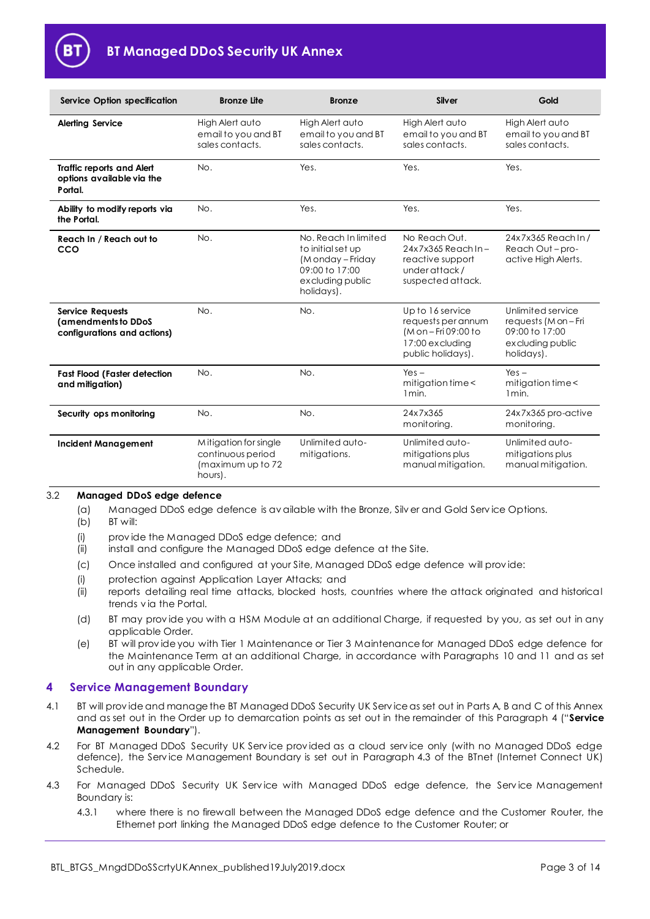| Service Option specification | Bronze Lite | Bronze | Silver | Gold |
|---|---|---|---|---|
| **Alerting Service** | High Alert auto email to you and BT sales contacts. | High Alert auto email to you and BT sales contacts. | High Alert auto email to you and BT sales contacts. | High Alert auto email to you and BT sales contacts. |
| **Traffic reports and Alert options available via the Portal.** | No. | Yes. | Yes. | Yes. |
| **Ability to modify reports via the Portal.** | No. | Yes. | Yes. | Yes. |
| **Reach In / Reach out to CCO** | No. | No. Reach In limited to initial set up (Monday – Friday 09:00 to 17:00 excluding public holidays). | No Reach Out. 24x7x365 Reach In – reactive support under attack / suspected attack. | 24x7x365 Reach In / Reach Out – pro-active High Alerts. |
| **Service Requests (amendments to DDoS configurations and actions)** | No. | No. | Up to 16 service requests per annum (Mon – Fri 09:00 to 17:00 excluding public holidays). | Unlimited service requests (Mon – Fri 09:00 to 17:00 excluding public holidays). |
| **Fast Flood (Faster detection and mitigation)** | No. | No. | Yes – mitigation time < 1min. | Yes – mitigation time < 1min. |
| **Security ops monitoring** | No. | No. | 24x7x365 monitoring. | 24x7x365 pro-active monitoring. |
| **Incident Management** | Mitigation for single continuous period (maximum up to 72 hours). | Unlimited auto-mitigations. | Unlimited auto-mitigations plus manual mitigation. | Unlimited auto-mitigations plus manual mitigation. |

3.2 **Managed DDoS edge defence**

(a) Managed DDoS edge defence is available with the Bronze, Silver and Gold Service Options.

(b) BT will:

(i) provide the Managed DDoS edge defence; and

(ii) install and configure the Managed DDoS edge defence at the Site.

(c) Once installed and configured at your Site, Managed DDoS edge defence will provide:

(i) protection against Application Layer Attacks; and

(ii) reports detailing real time attacks, blocked hosts, countries where the attack originated and historical trends via the Portal.

(d) BT may provide you with a HSM Module at an additional Charge, if requested by you, as set out in any applicable Order.

(e) BT will provide you with Tier 1 Maintenance or Tier 3 Maintenance for Managed DDoS edge defence for the Maintenance Term at an additional Charge, in accordance with Paragraphs 10 and 11 and as set out in any applicable Order.

## 4 Service Management Boundary

4.1 BT will provide and manage the BT Managed DDoS Security UK Service as set out in Parts A, B and C of this Annex and as set out in the Order up to demarcation points as set out in the remainder of this Paragraph 4 ("**Service Management Boundary**").

4.2 For BT Managed DDoS Security UK Service provided as a cloud service only (with no Managed DDoS edge defence), the Service Management Boundary is set out in Paragraph 4.3 of the BTnet (Internet Connect UK) Schedule.

4.3 For Managed DDoS Security UK Service with Managed DDoS edge defence, the Service Management Boundary is:

4.3.1 where there is no firewall between the Managed DDoS edge defence and the Customer Router, the Ethernet port linking the Managed DDoS edge defence to the Customer Router; or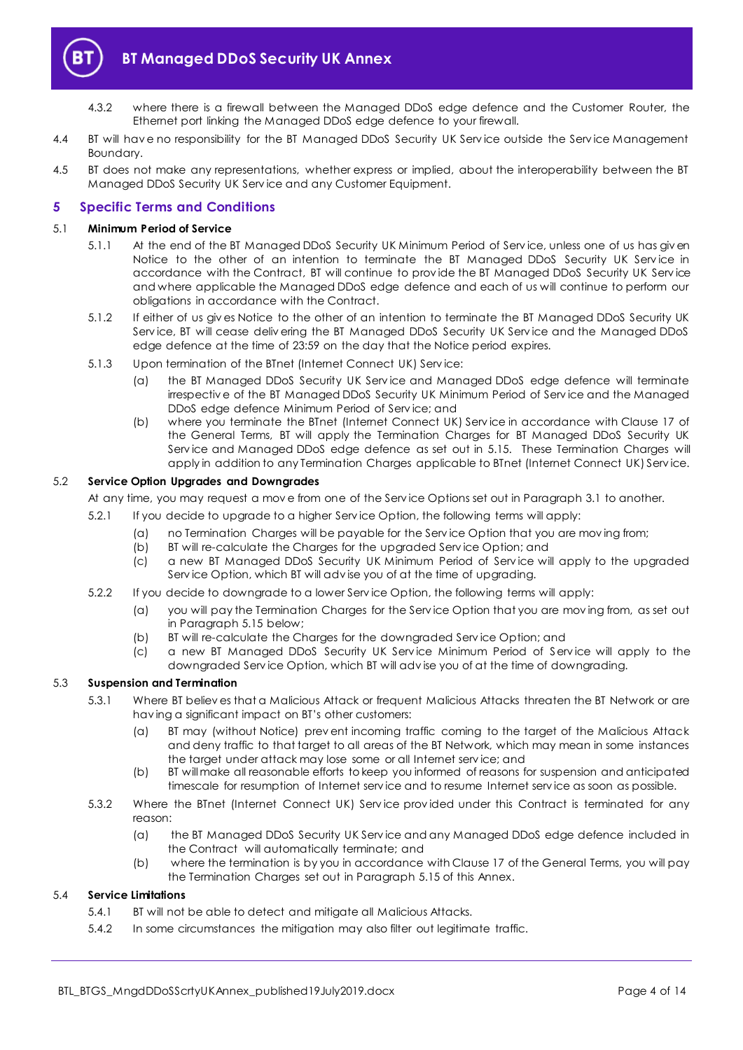4.3.2 where there is a firewall between the Managed DDoS edge defence and the Customer Router, the Ethernet port linking the Managed DDoS edge defence to your firewall.

4.4 BT will have no responsibility for the BT Managed DDoS Security UK Service outside the Service Management Boundary.

4.5 BT does not make any representations, whether express or implied, about the interoperability between the BT Managed DDoS Security UK Service and any Customer Equipment.

## 5 Specific Terms and Conditions

### 5.1 Minimum Period of Service

5.1.1 At the end of the BT Managed DDoS Security UK Minimum Period of Service, unless one of us has given Notice to the other of an intention to terminate the BT Managed DDoS Security UK Service in accordance with the Contract, BT will continue to provide the BT Managed DDoS Security UK Service and where applicable the Managed DDoS edge defence and each of us will continue to perform our obligations in accordance with the Contract.

5.1.2 If either of us gives Notice to the other of an intention to terminate the BT Managed DDoS Security UK Service, BT will cease delivering the BT Managed DDoS Security UK Service and the Managed DDoS edge defence at the time of 23:59 on the day that the Notice period expires.

5.1.3 Upon termination of the BTnet (Internet Connect UK) Service:

(a) the BT Managed DDoS Security UK Service and Managed DDoS edge defence will terminate irrespective of the BT Managed DDoS Security UK Minimum Period of Service and the Managed DDoS edge defence Minimum Period of Service; and

(b) where you terminate the BTnet (Internet Connect UK) Service in accordance with Clause 17 of the General Terms, BT will apply the Termination Charges for BT Managed DDoS Security UK Service and Managed DDoS edge defence as set out in 5.15. These Termination Charges will apply in addition to any Termination Charges applicable to BTnet (Internet Connect UK) Service.

### 5.2 Service Option Upgrades and Downgrades

At any time, you may request a move from one of the Service Options set out in Paragraph 3.1 to another.

5.2.1 If you decide to upgrade to a higher Service Option, the following terms will apply:

(a) no Termination Charges will be payable for the Service Option that you are moving from;

(b) BT will re-calculate the Charges for the upgraded Service Option; and

(c) a new BT Managed DDoS Security UK Minimum Period of Service will apply to the upgraded Service Option, which BT will advise you of at the time of upgrading.

5.2.2 If you decide to downgrade to a lower Service Option, the following terms will apply:

(a) you will pay the Termination Charges for the Service Option that you are moving from, as set out in Paragraph 5.15 below;

(b) BT will re-calculate the Charges for the downgraded Service Option; and

(c) a new BT Managed DDoS Security UK Service Minimum Period of Service will apply to the downgraded Service Option, which BT will advise you of at the time of downgrading.

### 5.3 Suspension and Termination

5.3.1 Where BT believes that a Malicious Attack or frequent Malicious Attacks threaten the BT Network or are having a significant impact on BT's other customers:

(a) BT may (without Notice) prevent incoming traffic coming to the target of the Malicious Attack and deny traffic to that target to all areas of the BT Network, which may mean in some instances the target under attack may lose some or all Internet service; and

(b) BT will make all reasonable efforts to keep you informed of reasons for suspension and anticipated timescale for resumption of Internet service and to resume Internet service as soon as possible.

5.3.2 Where the BTnet (Internet Connect UK) Service provided under this Contract is terminated for any reason:

(a) the BT Managed DDoS Security UK Service and any Managed DDoS edge defence included in the Contract will automatically terminate; and

(b) where the termination is by you in accordance with Clause 17 of the General Terms, you will pay the Termination Charges set out in Paragraph 5.15 of this Annex.

### 5.4 Service Limitations

5.4.1 BT will not be able to detect and mitigate all Malicious Attacks.

5.4.2 In some circumstances the mitigation may also filter out legitimate traffic.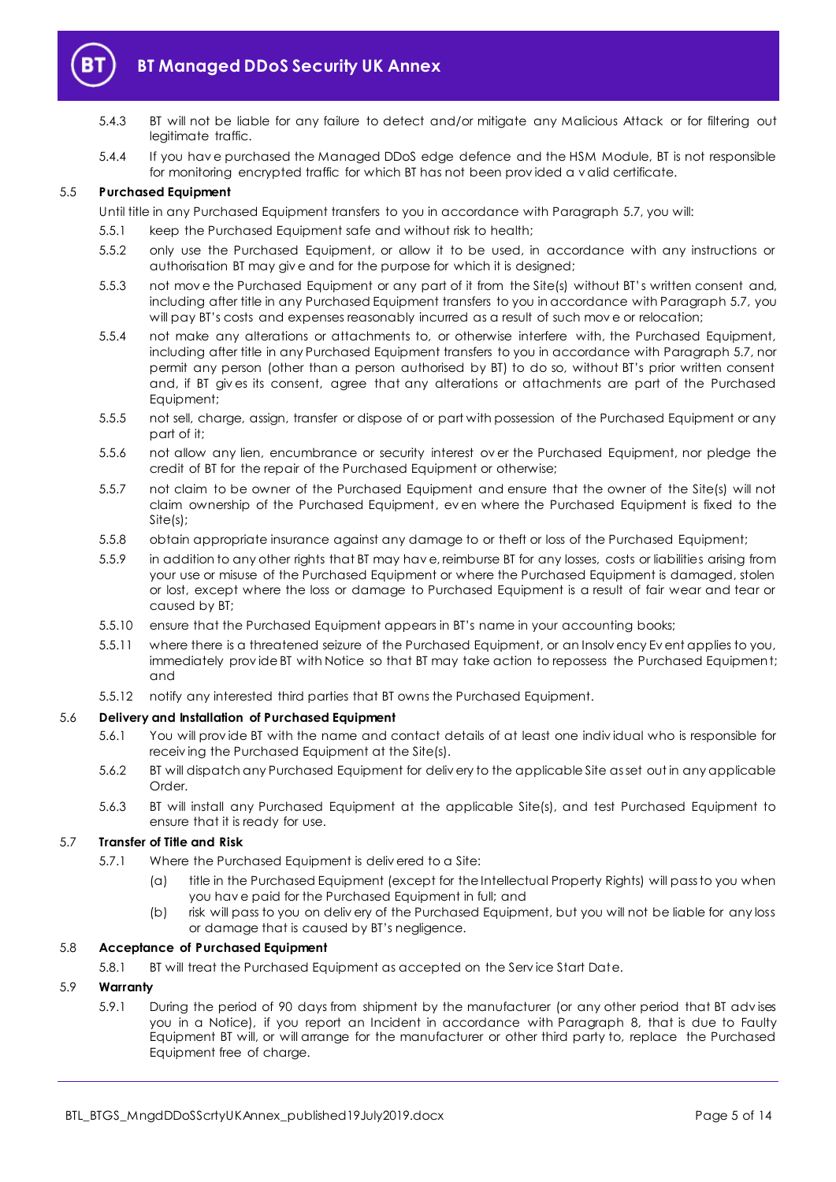5.4.3 BT will not be liable for any failure to detect and/or mitigate any Malicious Attack or for filtering out legitimate traffic.

5.4.4 If you have purchased the Managed DDoS edge defence and the HSM Module, BT is not responsible for monitoring encrypted traffic for which BT has not been provided a valid certificate.

### 5.5 Purchased Equipment

Until title in any Purchased Equipment transfers to you in accordance with Paragraph 5.7, you will:

5.5.1 keep the Purchased Equipment safe and without risk to health;

5.5.2 only use the Purchased Equipment, or allow it to be used, in accordance with any instructions or authorisation BT may give and for the purpose for which it is designed;

5.5.3 not move the Purchased Equipment or any part of it from the Site(s) without BT's written consent and, including after title in any Purchased Equipment transfers to you in accordance with Paragraph 5.7, you will pay BT's costs and expenses reasonably incurred as a result of such move or relocation;

5.5.4 not make any alterations or attachments to, or otherwise interfere with, the Purchased Equipment, including after title in any Purchased Equipment transfers to you in accordance with Paragraph 5.7, nor permit any person (other than a person authorised by BT) to do so, without BT's prior written consent and, if BT gives its consent, agree that any alterations or attachments are part of the Purchased Equipment;

5.5.5 not sell, charge, assign, transfer or dispose of or part with possession of the Purchased Equipment or any part of it;

5.5.6 not allow any lien, encumbrance or security interest over the Purchased Equipment, nor pledge the credit of BT for the repair of the Purchased Equipment or otherwise;

5.5.7 not claim to be owner of the Purchased Equipment and ensure that the owner of the Site(s) will not claim ownership of the Purchased Equipment, even where the Purchased Equipment is fixed to the Site(s);

5.5.8 obtain appropriate insurance against any damage to or theft or loss of the Purchased Equipment;

5.5.9 in addition to any other rights that BT may have, reimburse BT for any losses, costs or liabilities arising from your use or misuse of the Purchased Equipment or where the Purchased Equipment is damaged, stolen or lost, except where the loss or damage to Purchased Equipment is a result of fair wear and tear or caused by BT;

5.5.10 ensure that the Purchased Equipment appears in BT's name in your accounting books;

5.5.11 where there is a threatened seizure of the Purchased Equipment, or an Insolvency Event applies to you, immediately provide BT with Notice so that BT may take action to repossess the Purchased Equipment; and

5.5.12 notify any interested third parties that BT owns the Purchased Equipment.

### 5.6 Delivery and Installation of Purchased Equipment

5.6.1 You will provide BT with the name and contact details of at least one individual who is responsible for receiving the Purchased Equipment at the Site(s).

5.6.2 BT will dispatch any Purchased Equipment for delivery to the applicable Site as set out in any applicable Order.

5.6.3 BT will install any Purchased Equipment at the applicable Site(s), and test Purchased Equipment to ensure that it is ready for use.

### 5.7 Transfer of Title and Risk

5.7.1 Where the Purchased Equipment is delivered to a Site:

(a) title in the Purchased Equipment (except for the Intellectual Property Rights) will pass to you when you have paid for the Purchased Equipment in full; and

(b) risk will pass to you on delivery of the Purchased Equipment, but you will not be liable for any loss or damage that is caused by BT's negligence.

### 5.8 Acceptance of Purchased Equipment

5.8.1 BT will treat the Purchased Equipment as accepted on the Service Start Date.

### 5.9 Warranty

5.9.1 During the period of 90 days from shipment by the manufacturer (or any other period that BT advises you in a Notice), if you report an Incident in accordance with Paragraph 8, that is due to Faulty Equipment BT will, or will arrange for the manufacturer or other third party to, replace the Purchased Equipment free of charge.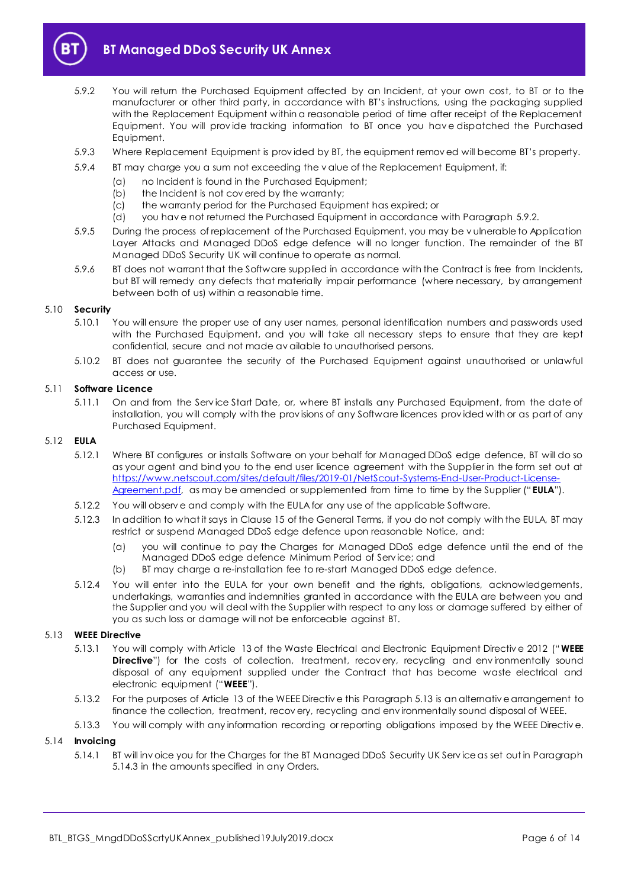5.9.2 You will return the Purchased Equipment affected by an Incident, at your own cost, to BT or to the manufacturer or other third party, in accordance with BT's instructions, using the packaging supplied with the Replacement Equipment within a reasonable period of time after receipt of the Replacement Equipment. You will provide tracking information to BT once you have dispatched the Purchased Equipment.

5.9.3 Where Replacement Equipment is provided by BT, the equipment removed will become BT's property.

5.9.4 BT may charge you a sum not exceeding the value of the Replacement Equipment, if:

(a) no Incident is found in the Purchased Equipment;

(b) the Incident is not covered by the warranty;

(c) the warranty period for the Purchased Equipment has expired; or

(d) you have not returned the Purchased Equipment in accordance with Paragraph 5.9.2.

5.9.5 During the process of replacement of the Purchased Equipment, you may be vulnerable to Application Layer Attacks and Managed DDoS edge defence will no longer function. The remainder of the BT Managed DDoS Security UK will continue to operate as normal.

5.9.6 BT does not warrant that the Software supplied in accordance with the Contract is free from Incidents, but BT will remedy any defects that materially impair performance (where necessary, by arrangement between both of us) within a reasonable time.

5.10 **Security**

5.10.1 You will ensure the proper use of any user names, personal identification numbers and passwords used with the Purchased Equipment, and you will take all necessary steps to ensure that they are kept confidential, secure and not made available to unauthorised persons.

5.10.2 BT does not guarantee the security of the Purchased Equipment against unauthorised or unlawful access or use.

5.11 **Software Licence**

5.11.1 On and from the Service Start Date, or, where BT installs any Purchased Equipment, from the date of installation, you will comply with the provisions of any Software licences provided with or as part of any Purchased Equipment.

5.12 **EULA**

5.12.1 Where BT configures or installs Software on your behalf for Managed DDoS edge defence, BT will do so as your agent and bind you to the end user licence agreement with the Supplier in the form set out at [https://www.netscout.com/sites/default/files/2019-01/NetScout-Systems-End-User-Product-License-Agreement.pdf](https://www.netscout.com/sites/default/files/2019-01/NetScout-Systems-End-User-Product-License-Agreement.pdf), as may be amended or supplemented from time to time by the Supplier ("**EULA**").

5.12.2 You will observe and comply with the EULA for any use of the applicable Software.

5.12.3 In addition to what it says in Clause 15 of the General Terms, if you do not comply with the EULA, BT may restrict or suspend Managed DDoS edge defence upon reasonable Notice, and:

(a) you will continue to pay the Charges for Managed DDoS edge defence until the end of the Managed DDoS edge defence Minimum Period of Service; and

(b) BT may charge a re-installation fee to re-start Managed DDoS edge defence.

5.12.4 You will enter into the EULA for your own benefit and the rights, obligations, acknowledgements, undertakings, warranties and indemnities granted in accordance with the EULA are between you and the Supplier and you will deal with the Supplier with respect to any loss or damage suffered by either of you as such loss or damage will not be enforceable against BT.

5.13 **WEEE Directive**

5.13.1 You will comply with Article 13 of the Waste Electrical and Electronic Equipment Directive 2012 ("**WEEE Directive**") for the costs of collection, treatment, recovery, recycling and environmentally sound disposal of any equipment supplied under the Contract that has become waste electrical and electronic equipment ("**WEEE**").

5.13.2 For the purposes of Article 13 of the WEEE Directive this Paragraph 5.13 is an alternative arrangement to finance the collection, treatment, recovery, recycling and environmentally sound disposal of WEEE.

5.13.3 You will comply with any information recording or reporting obligations imposed by the WEEE Directive.

5.14 **Invoicing**

5.14.1 BT will invoice you for the Charges for the BT Managed DDoS Security UK Service as set out in Paragraph 5.14.3 in the amounts specified in any Orders.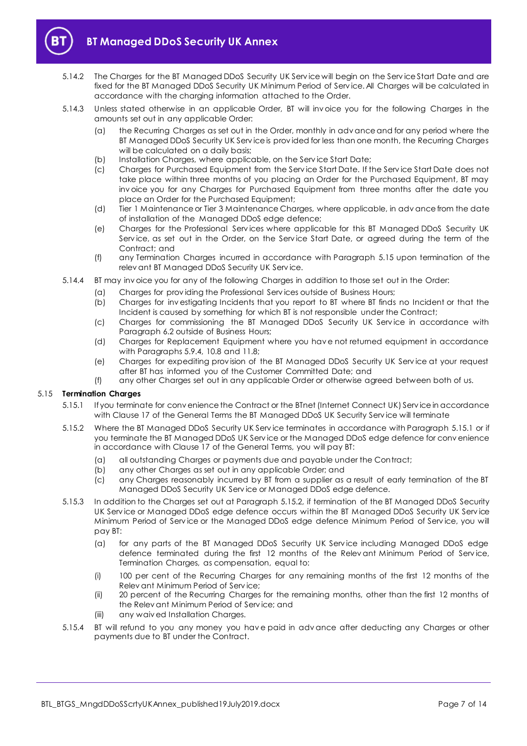5.14.2 The Charges for the BT Managed DDoS Security UK Service will begin on the Service Start Date and are fixed for the BT Managed DDoS Security UK Minimum Period of Service. All Charges will be calculated in accordance with the charging information attached to the Order.

5.14.3 Unless stated otherwise in an applicable Order, BT will invoice you for the following Charges in the amounts set out in any applicable Order:

(a) the Recurring Charges as set out in the Order, monthly in advance and for any period where the BT Managed DDoS Security UK Service is provided for less than one month, the Recurring Charges will be calculated on a daily basis;

(b) Installation Charges, where applicable, on the Service Start Date;

(c) Charges for Purchased Equipment from the Service Start Date. If the Service Start Date does not take place within three months of you placing an Order for the Purchased Equipment, BT may invoice you for any Charges for Purchased Equipment from three months after the date you place an Order for the Purchased Equipment;

(d) Tier 1 Maintenance or Tier 3 Maintenance Charges, where applicable, in advance from the date of installation of the Managed DDoS edge defence;

(e) Charges for the Professional Services where applicable for this BT Managed DDoS Security UK Service, as set out in the Order, on the Service Start Date, or agreed during the term of the Contract; and

(f) any Termination Charges incurred in accordance with Paragraph 5.15 upon termination of the relevant BT Managed DDoS Security UK Service.

5.14.4 BT may invoice you for any of the following Charges in addition to those set out in the Order:

(a) Charges for providing the Professional Services outside of Business Hours;

(b) Charges for investigating Incidents that you report to BT where BT finds no Incident or that the Incident is caused by something for which BT is not responsible under the Contract;

(c) Charges for commissioning the BT Managed DDoS Security UK Service in accordance with Paragraph 6.2 outside of Business Hours;

(d) Charges for Replacement Equipment where you have not returned equipment in accordance with Paragraphs 5.9.4, 10.8 and 11.8;

(e) Charges for expediting provision of the BT Managed DDoS Security UK Service at your request after BT has informed you of the Customer Committed Date; and

(f) any other Charges set out in any applicable Order or otherwise agreed between both of us.

## 5.15 Termination Charges

5.15.1 If you terminate for convenience the Contract or the BTnet (Internet Connect UK) Service in accordance with Clause 17 of the General Terms the BT Managed DDoS UK Security Service will terminate

5.15.2 Where the BT Managed DDoS Security UK Service terminates in accordance with Paragraph 5.15.1 or if you terminate the BT Managed DDoS UK Service or the Managed DDoS edge defence for convenience in accordance with Clause 17 of the General Terms, you will pay BT:

(a) all outstanding Charges or payments due and payable under the Contract;

(b) any other Charges as set out in any applicable Order; and

(c) any Charges reasonably incurred by BT from a supplier as a result of early termination of the BT Managed DDoS Security UK Service or Managed DDoS edge defence.

5.15.3 In addition to the Charges set out at Paragraph 5.15.2, if termination of the BT Managed DDoS Security UK Service or Managed DDoS edge defence occurs within the BT Managed DDoS Security UK Service Minimum Period of Service or the Managed DDoS edge defence Minimum Period of Service, you will pay BT:

(a) for any parts of the BT Managed DDoS Security UK Service including Managed DDoS edge defence terminated during the first 12 months of the Relevant Minimum Period of Service, Termination Charges, as compensation, equal to:

(i) 100 per cent of the Recurring Charges for any remaining months of the first 12 months of the Relevant Minimum Period of Service;

(ii) 20 percent of the Recurring Charges for the remaining months, other than the first 12 months of the Relevant Minimum Period of Service; and

(iii) any waived Installation Charges.

5.15.4 BT will refund to you any money you have paid in advance after deducting any Charges or other payments due to BT under the Contract.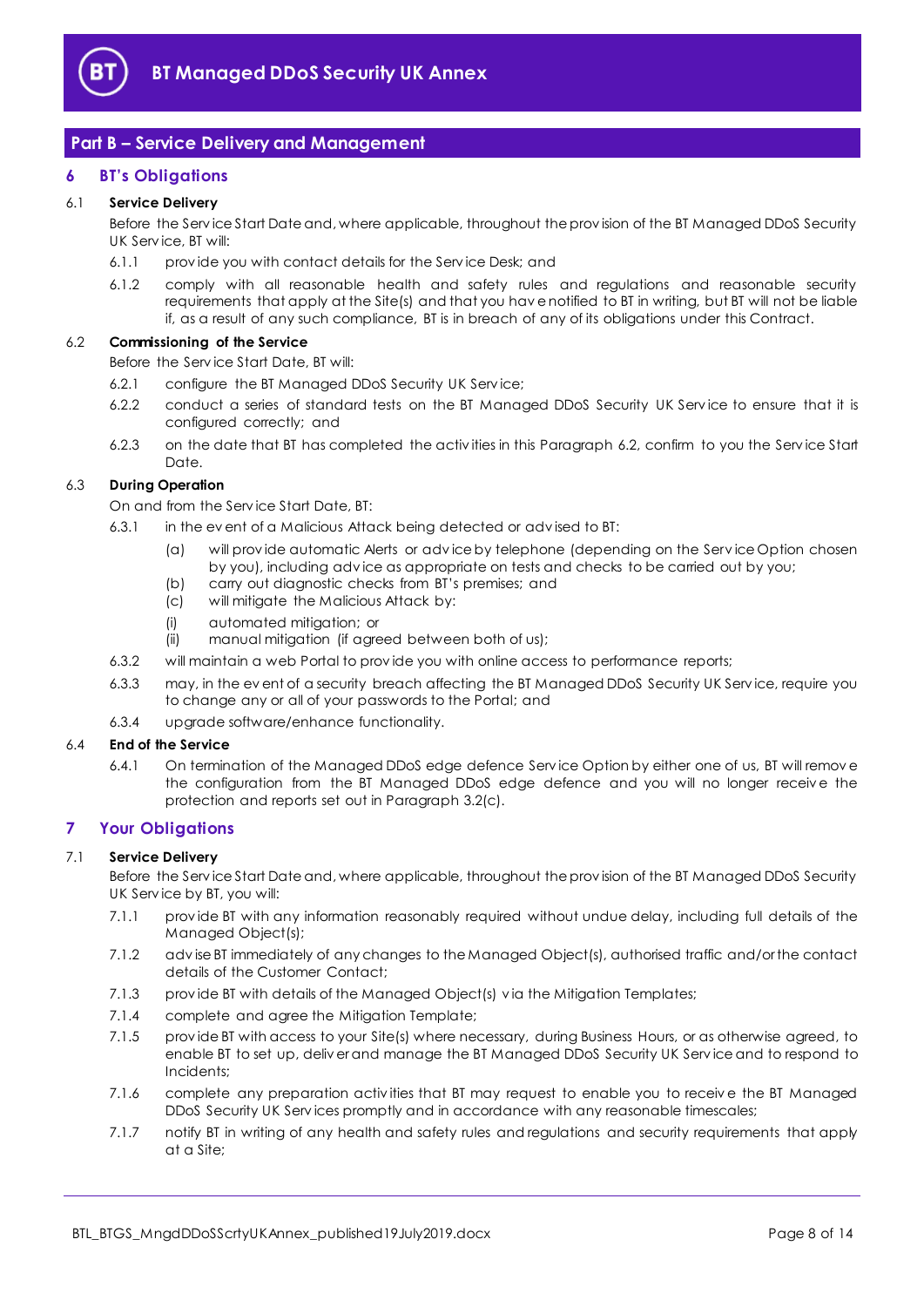## Part B – Service Delivery and Management

### 6 BT's Obligations

**6.1 Service Delivery**

Before the Service Start Date and, where applicable, throughout the provision of the BT Managed DDoS Security UK Service, BT will:

6.1.1 provide you with contact details for the Service Desk; and

6.1.2 comply with all reasonable health and safety rules and regulations and reasonable security requirements that apply at the Site(s) and that you have notified to BT in writing, but BT will not be liable if, as a result of any such compliance, BT is in breach of any of its obligations under this Contract.

**6.2 Commissioning of the Service**

Before the Service Start Date, BT will:

6.2.1 configure the BT Managed DDoS Security UK Service;

6.2.2 conduct a series of standard tests on the BT Managed DDoS Security UK Service to ensure that it is configured correctly; and

6.2.3 on the date that BT has completed the activities in this Paragraph 6.2, confirm to you the Service Start Date.

**6.3 During Operation**

On and from the Service Start Date, BT:

6.3.1 in the event of a Malicious Attack being detected or advised to BT:

(a) will provide automatic Alerts or advice by telephone (depending on the Service Option chosen by you), including advice as appropriate on tests and checks to be carried out by you;

(b) carry out diagnostic checks from BT's premises; and

(c) will mitigate the Malicious Attack by:

(i) automated mitigation; or

(ii) manual mitigation (if agreed between both of us);

6.3.2 will maintain a web Portal to provide you with online access to performance reports;

6.3.3 may, in the event of a security breach affecting the BT Managed DDoS Security UK Service, require you to change any or all of your passwords to the Portal; and

6.3.4 upgrade software/enhance functionality.

**6.4 End of the Service**

6.4.1 On termination of the Managed DDoS edge defence Service Option by either one of us, BT will remove the configuration from the BT Managed DDoS edge defence and you will no longer receive the protection and reports set out in Paragraph 3.2(c).

### 7 Your Obligations

**7.1 Service Delivery**

Before the Service Start Date and, where applicable, throughout the provision of the BT Managed DDoS Security UK Service by BT, you will:

7.1.1 provide BT with any information reasonably required without undue delay, including full details of the Managed Object(s);

7.1.2 advise BT immediately of any changes to the Managed Object(s), authorised traffic and/or the contact details of the Customer Contact;

7.1.3 provide BT with details of the Managed Object(s) via the Mitigation Templates;

7.1.4 complete and agree the Mitigation Template;

7.1.5 provide BT with access to your Site(s) where necessary, during Business Hours, or as otherwise agreed, to enable BT to set up, deliver and manage the BT Managed DDoS Security UK Service and to respond to Incidents;

7.1.6 complete any preparation activities that BT may request to enable you to receive the BT Managed DDoS Security UK Services promptly and in accordance with any reasonable timescales;

7.1.7 notify BT in writing of any health and safety rules and regulations and security requirements that apply at a Site;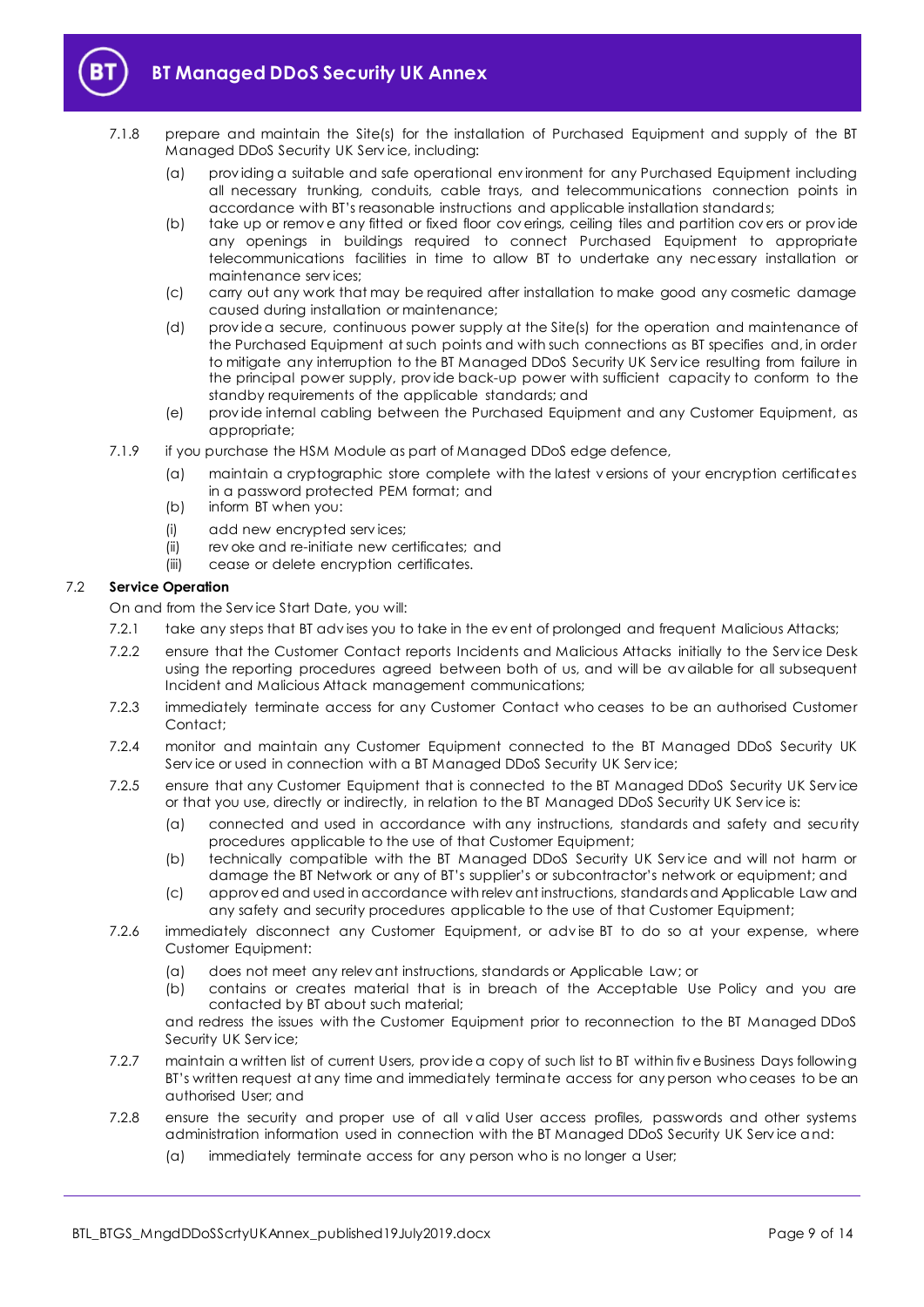7.1.8 prepare and maintain the Site(s) for the installation of Purchased Equipment and supply of the BT Managed DDoS Security UK Service, including:

(a) providing a suitable and safe operational environment for any Purchased Equipment including all necessary trunking, conduits, cable trays, and telecommunications connection points in accordance with BT's reasonable instructions and applicable installation standards;

(b) take up or remove any fitted or fixed floor coverings, ceiling tiles and partition covers or provide any openings in buildings required to connect Purchased Equipment to appropriate telecommunications facilities in time to allow BT to undertake any necessary installation or maintenance services;

(c) carry out any work that may be required after installation to make good any cosmetic damage caused during installation or maintenance;

(d) provide a secure, continuous power supply at the Site(s) for the operation and maintenance of the Purchased Equipment at such points and with such connections as BT specifies and, in order to mitigate any interruption to the BT Managed DDoS Security UK Service resulting from failure in the principal power supply, provide back-up power with sufficient capacity to conform to the standby requirements of the applicable standards; and

(e) provide internal cabling between the Purchased Equipment and any Customer Equipment, as appropriate;

7.1.9 if you purchase the HSM Module as part of Managed DDoS edge defence,

(a) maintain a cryptographic store complete with the latest versions of your encryption certificates in a password protected PEM format; and

(b) inform BT when you:

(i) add new encrypted services;

(ii) revoke and re-initiate new certificates; and

(iii) cease or delete encryption certificates.

### 7.2 Service Operation

On and from the Service Start Date, you will:

7.2.1 take any steps that BT advises you to take in the event of prolonged and frequent Malicious Attacks;

7.2.2 ensure that the Customer Contact reports Incidents and Malicious Attacks initially to the Service Desk using the reporting procedures agreed between both of us, and will be available for all subsequent Incident and Malicious Attack management communications;

7.2.3 immediately terminate access for any Customer Contact who ceases to be an authorised Customer Contact;

7.2.4 monitor and maintain any Customer Equipment connected to the BT Managed DDoS Security UK Service or used in connection with a BT Managed DDoS Security UK Service;

7.2.5 ensure that any Customer Equipment that is connected to the BT Managed DDoS Security UK Service or that you use, directly or indirectly, in relation to the BT Managed DDoS Security UK Service is:

(a) connected and used in accordance with any instructions, standards and safety and security procedures applicable to the use of that Customer Equipment;

(b) technically compatible with the BT Managed DDoS Security UK Service and will not harm or damage the BT Network or any of BT's supplier's or subcontractor's network or equipment; and

(c) approved and used in accordance with relevant instructions, standards and Applicable Law and any safety and security procedures applicable to the use of that Customer Equipment;

7.2.6 immediately disconnect any Customer Equipment, or advise BT to do so at your expense, where Customer Equipment:

(a) does not meet any relevant instructions, standards or Applicable Law; or

(b) contains or creates material that is in breach of the Acceptable Use Policy and you are contacted by BT about such material;

and redress the issues with the Customer Equipment prior to reconnection to the BT Managed DDoS Security UK Service;

7.2.7 maintain a written list of current Users, provide a copy of such list to BT within five Business Days following BT's written request at any time and immediately terminate access for any person who ceases to be an authorised User; and

7.2.8 ensure the security and proper use of all valid User access profiles, passwords and other systems administration information used in connection with the BT Managed DDoS Security UK Service and:

(a) immediately terminate access for any person who is no longer a User;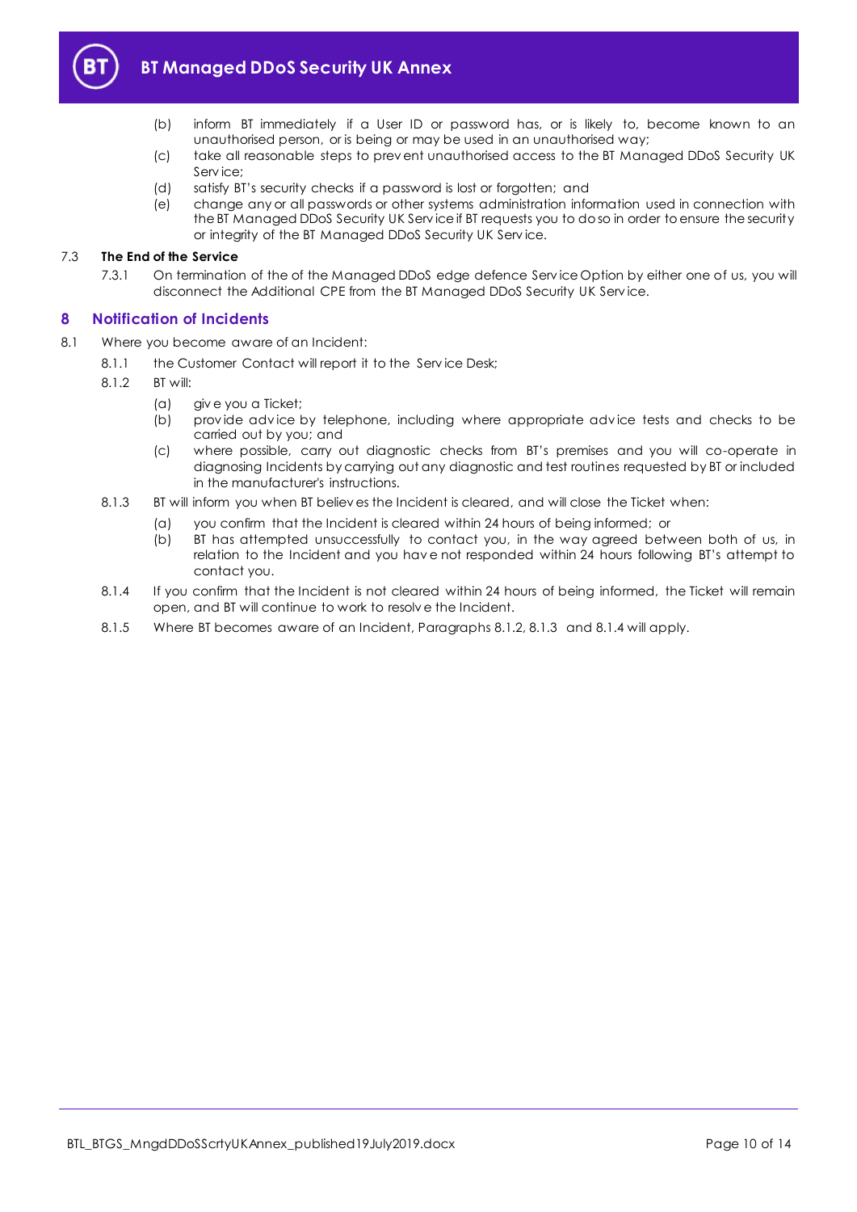(b) inform BT immediately if a User ID or password has, or is likely to, become known to an unauthorised person, or is being or may be used in an unauthorised way;

(c) take all reasonable steps to prevent unauthorised access to the BT Managed DDoS Security UK Service;

(d) satisfy BT's security checks if a password is lost or forgotten; and

(e) change any or all passwords or other systems administration information used in connection with the BT Managed DDoS Security UK Service if BT requests you to do so in order to ensure the security or integrity of the BT Managed DDoS Security UK Service.

7.3 **The End of the Service**

7.3.1 On termination of the of the Managed DDoS edge defence Service Option by either one of us, you will disconnect the Additional CPE from the BT Managed DDoS Security UK Service.

## 8 Notification of Incidents

8.1 Where you become aware of an Incident:

8.1.1 the Customer Contact will report it to the Service Desk;

8.1.2 BT will:

(a) give you a Ticket;

(b) provide advice by telephone, including where appropriate advice tests and checks to be carried out by you; and

(c) where possible, carry out diagnostic checks from BT's premises and you will co-operate in diagnosing Incidents by carrying out any diagnostic and test routines requested by BT or included in the manufacturer's instructions.

8.1.3 BT will inform you when BT believes the Incident is cleared, and will close the Ticket when:

(a) you confirm that the Incident is cleared within 24 hours of being informed; or

(b) BT has attempted unsuccessfully to contact you, in the way agreed between both of us, in relation to the Incident and you have not responded within 24 hours following BT's attempt to contact you.

8.1.4 If you confirm that the Incident is not cleared within 24 hours of being informed, the Ticket will remain open, and BT will continue to work to resolve the Incident.

8.1.5 Where BT becomes aware of an Incident, Paragraphs 8.1.2, 8.1.3 and 8.1.4 will apply.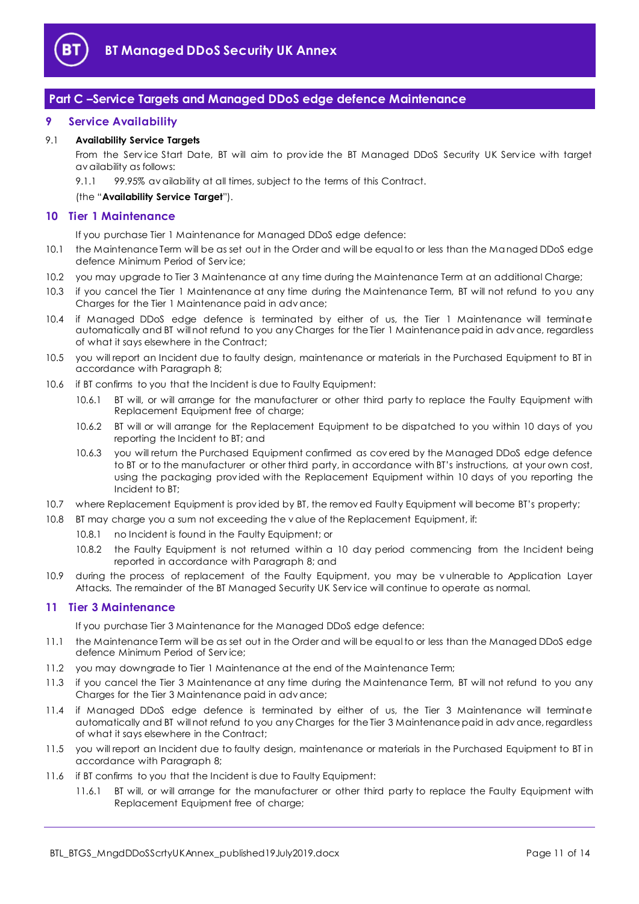## Part C –Service Targets and Managed DDoS edge defence Maintenance

### 9 Service Availability

9.1 **Availability Service Targets**

From the Service Start Date, BT will aim to provide the BT Managed DDoS Security UK Service with target availability as follows:

9.1.1 99.95% availability at all times, subject to the terms of this Contract.

(the "**Availability Service Target**").

### 10 Tier 1 Maintenance

If you purchase Tier 1 Maintenance for Managed DDoS edge defence:

10.1 the Maintenance Term will be as set out in the Order and will be equal to or less than the Managed DDoS edge defence Minimum Period of Service;

10.2 you may upgrade to Tier 3 Maintenance at any time during the Maintenance Term at an additional Charge;

10.3 if you cancel the Tier 1 Maintenance at any time during the Maintenance Term, BT will not refund to you any Charges for the Tier 1 Maintenance paid in advance;

10.4 if Managed DDoS edge defence is terminated by either of us, the Tier 1 Maintenance will terminate automatically and BT will not refund to you any Charges for the Tier 1 Maintenance paid in advance, regardless of what it says elsewhere in the Contract;

10.5 you will report an Incident due to faulty design, maintenance or materials in the Purchased Equipment to BT in accordance with Paragraph 8;

10.6 if BT confirms to you that the Incident is due to Faulty Equipment:

10.6.1 BT will, or will arrange for the manufacturer or other third party to replace the Faulty Equipment with Replacement Equipment free of charge;

10.6.2 BT will or will arrange for the Replacement Equipment to be dispatched to you within 10 days of you reporting the Incident to BT; and

10.6.3 you will return the Purchased Equipment confirmed as covered by the Managed DDoS edge defence to BT or to the manufacturer or other third party, in accordance with BT's instructions, at your own cost, using the packaging provided with the Replacement Equipment within 10 days of you reporting the Incident to BT;

10.7 where Replacement Equipment is provided by BT, the removed Faulty Equipment will become BT's property;

10.8 BT may charge you a sum not exceeding the value of the Replacement Equipment, if:

10.8.1 no Incident is found in the Faulty Equipment; or

10.8.2 the Faulty Equipment is not returned within a 10 day period commencing from the Incident being reported in accordance with Paragraph 8; and

10.9 during the process of replacement of the Faulty Equipment, you may be vulnerable to Application Layer Attacks. The remainder of the BT Managed Security UK Service will continue to operate as normal.

### 11 Tier 3 Maintenance

If you purchase Tier 3 Maintenance for the Managed DDoS edge defence:

11.1 the Maintenance Term will be as set out in the Order and will be equal to or less than the Managed DDoS edge defence Minimum Period of Service;

11.2 you may downgrade to Tier 1 Maintenance at the end of the Maintenance Term;

11.3 if you cancel the Tier 3 Maintenance at any time during the Maintenance Term, BT will not refund to you any Charges for the Tier 3 Maintenance paid in advance;

11.4 if Managed DDoS edge defence is terminated by either of us, the Tier 3 Maintenance will terminate automatically and BT will not refund to you any Charges for the Tier 3 Maintenance paid in advance, regardless of what it says elsewhere in the Contract;

11.5 you will report an Incident due to faulty design, maintenance or materials in the Purchased Equipment to BT in accordance with Paragraph 8;

11.6 if BT confirms to you that the Incident is due to Faulty Equipment:

11.6.1 BT will, or will arrange for the manufacturer or other third party to replace the Faulty Equipment with Replacement Equipment free of charge;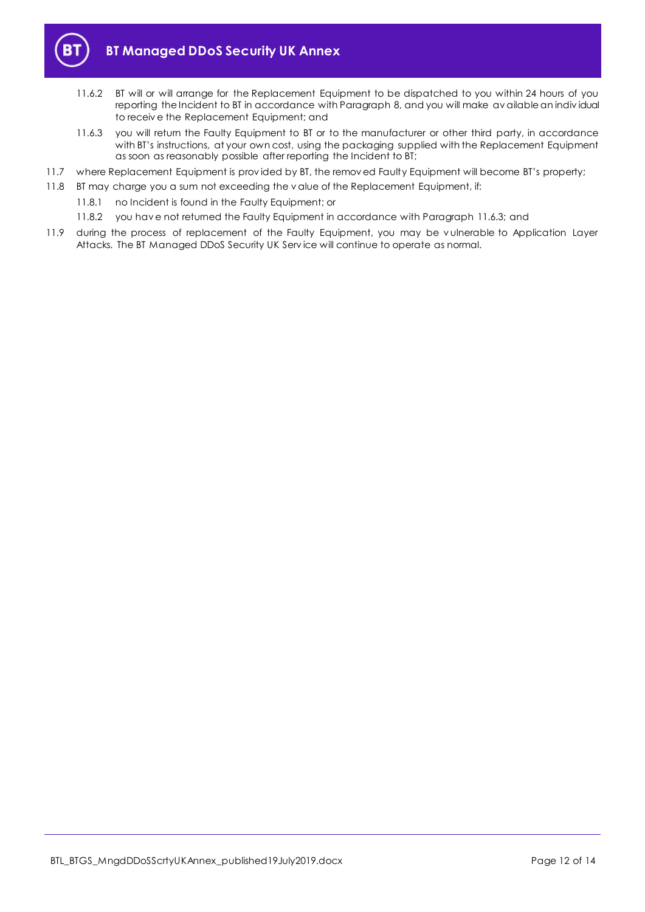11.6.2 BT will or will arrange for the Replacement Equipment to be dispatched to you within 24 hours of you reporting the Incident to BT in accordance with Paragraph 8, and you will make available an individual to receive the Replacement Equipment; and

11.6.3 you will return the Faulty Equipment to BT or to the manufacturer or other third party, in accordance with BT's instructions, at your own cost, using the packaging supplied with the Replacement Equipment as soon as reasonably possible after reporting the Incident to BT;

11.7 where Replacement Equipment is provided by BT, the removed Faulty Equipment will become BT's property;

11.8 BT may charge you a sum not exceeding the value of the Replacement Equipment, if:

11.8.1 no Incident is found in the Faulty Equipment; or

11.8.2 you have not returned the Faulty Equipment in accordance with Paragraph 11.6.3; and

11.9 during the process of replacement of the Faulty Equipment, you may be vulnerable to Application Layer Attacks. The BT Managed DDoS Security UK Service will continue to operate as normal.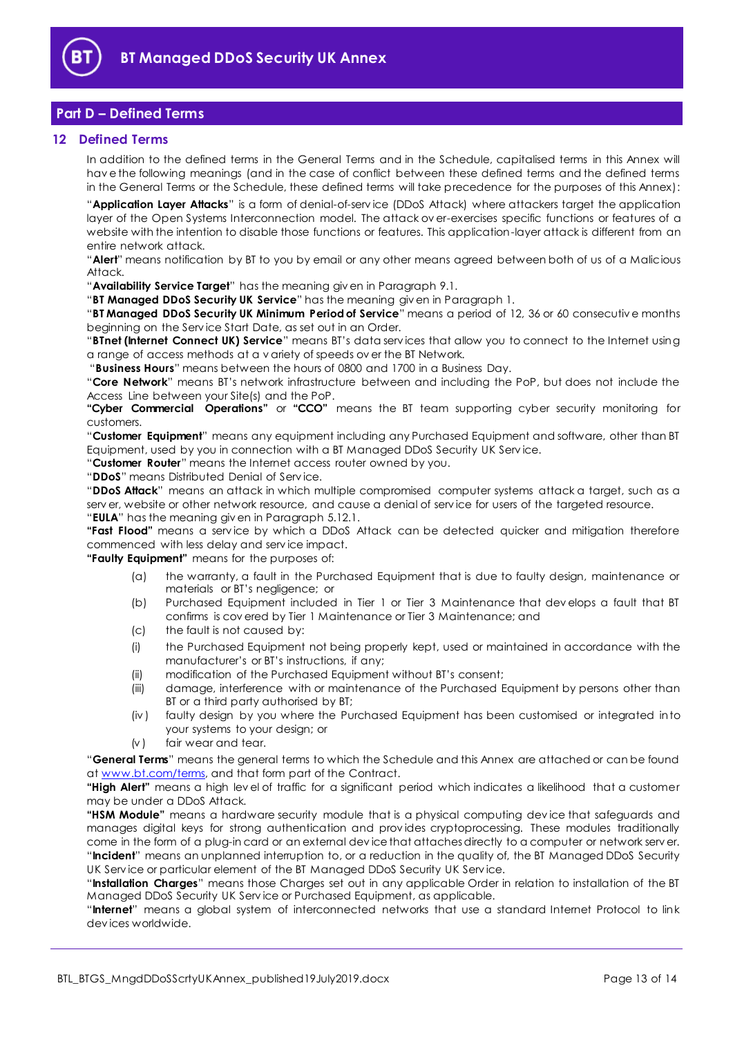## Part D – Defined Terms

### 12 Defined Terms

In addition to the defined terms in the General Terms and in the Schedule, capitalised terms in this Annex will have the following meanings (and in the case of conflict between these defined terms and the defined terms in the General Terms or the Schedule, these defined terms will take precedence for the purposes of this Annex):

"**Application Layer Attacks**" is a form of denial-of-service (DDoS Attack) where attackers target the application layer of the Open Systems Interconnection model. The attack over-exercises specific functions or features of a website with the intention to disable those functions or features. This application-layer attack is different from an entire network attack.

"**Alert**" means notification by BT to you by email or any other means agreed between both of us of a Malicious Attack.

"**Availability Service Target**" has the meaning given in Paragraph 9.1.

"**BT Managed DDoS Security UK Service**" has the meaning given in Paragraph 1.

"**BT Managed DDoS Security UK Minimum Period of Service**" means a period of 12, 36 or 60 consecutive months beginning on the Service Start Date, as set out in an Order.

"**BTnet (Internet Connect UK) Service**" means BT's data services that allow you to connect to the Internet using a range of access methods at a variety of speeds over the BT Network.

"**Business Hours**" means between the hours of 0800 and 1700 in a Business Day.

"**Core Network**" means BT's network infrastructure between and including the PoP, but does not include the Access Line between your Site(s) and the PoP.

**"Cyber Commercial Operations"** or **"CCO"** means the BT team supporting cyber security monitoring for customers.

"**Customer Equipment**" means any equipment including any Purchased Equipment and software, other than BT Equipment, used by you in connection with a BT Managed DDoS Security UK Service.

"**Customer Router**" means the Internet access router owned by you.

"**DDoS**" means Distributed Denial of Service.

"**DDoS Attack**" means an attack in which multiple compromised computer systems attack a target, such as a server, website or other network resource, and cause a denial of service for users of the targeted resource.

"**EULA**" has the meaning given in Paragraph 5.12.1.

**"Fast Flood"** means a service by which a DDoS Attack can be detected quicker and mitigation therefore commenced with less delay and service impact.

**"Faulty Equipment"** means for the purposes of:

(a) the warranty, a fault in the Purchased Equipment that is due to faulty design, maintenance or materials or BT's negligence; or

(b) Purchased Equipment included in Tier 1 or Tier 3 Maintenance that develops a fault that BT confirms is covered by Tier 1 Maintenance or Tier 3 Maintenance; and

(c) the fault is not caused by:

(i) the Purchased Equipment not being properly kept, used or maintained in accordance with the manufacturer's or BT's instructions, if any;

(ii) modification of the Purchased Equipment without BT's consent;

(iii) damage, interference with or maintenance of the Purchased Equipment by persons other than BT or a third party authorised by BT;

(iv) faulty design by you where the Purchased Equipment has been customised or integrated into your systems to your design; or

(v) fair wear and tear.

"**General Terms**" means the general terms to which the Schedule and this Annex are attached or can be found at www.bt.com/terms, and that form part of the Contract.

**"High Alert"** means a high level of traffic for a significant period which indicates a likelihood that a customer may be under a DDoS Attack.

**"HSM Module"** means a hardware security module that is a physical computing device that safeguards and manages digital keys for strong authentication and provides cryptoprocessing. These modules traditionally come in the form of a plug-in card or an external device that attaches directly to a computer or network server.

"**Incident**" means an unplanned interruption to, or a reduction in the quality of, the BT Managed DDoS Security UK Service or particular element of the BT Managed DDoS Security UK Service.

"**Installation Charges**" means those Charges set out in any applicable Order in relation to installation of the BT Managed DDoS Security UK Service or Purchased Equipment, as applicable.

"**Internet**" means a global system of interconnected networks that use a standard Internet Protocol to link devices worldwide.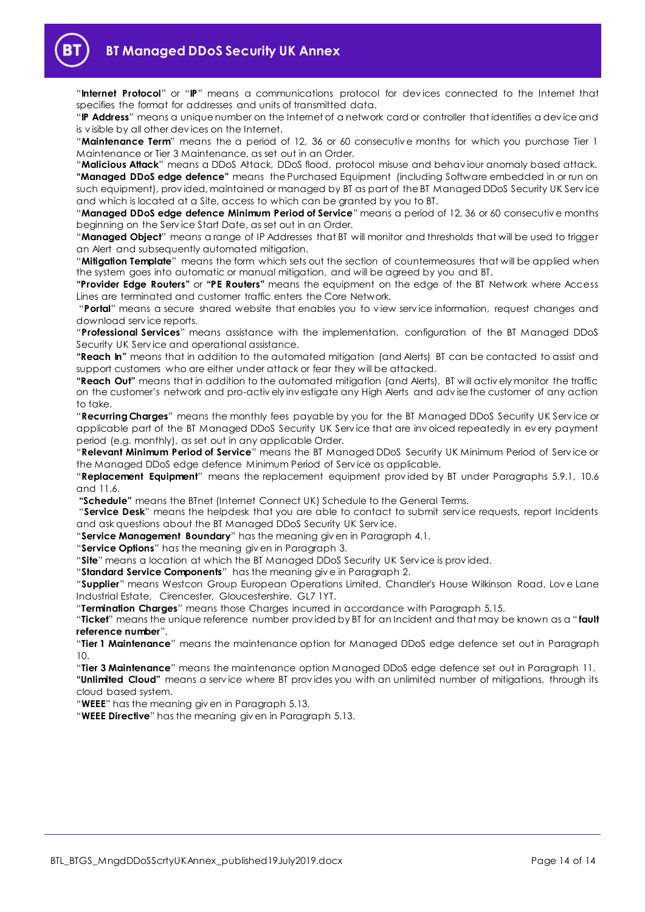"**Internet Protocol**" or "**IP**" means a communications protocol for devices connected to the Internet that specifies the format for addresses and units of transmitted data.

"**IP Address**" means a unique number on the Internet of a network card or controller that identifies a device and is visible by all other devices on the Internet.

"**Maintenance Term**" means the a period of 12, 36 or 60 consecutive months for which you purchase Tier 1 Maintenance or Tier 3 Maintenance, as set out in an Order.

"**Malicious Attack**" means a DDoS Attack, DDoS flood, protocol misuse and behaviour anomaly based attack.

**"Managed DDoS edge defence"** means the Purchased Equipment (including Software embedded in or run on such equipment), provided, maintained or managed by BT as part of the BT Managed DDoS Security UK Service and which is located at a Site, access to which can be granted by you to BT.

"**Managed DDoS edge defence Minimum Period of Service**" means a period of 12, 36 or 60 consecutive months beginning on the Service Start Date, as set out in an Order.

"**Managed Object**" means a range of IP Addresses that BT will monitor and thresholds that will be used to trigger an Alert and subsequently automated mitigation.

"**Mitigation Template**" means the form which sets out the section of countermeasures that will be applied when the system goes into automatic or manual mitigation, and will be agreed by you and BT.

**"Provider Edge Routers"** or **"PE Routers"** means the equipment on the edge of the BT Network where Access Lines are terminated and customer traffic enters the Core Network.

"**Portal**" means a secure shared website that enables you to view service information, request changes and download service reports.

"**Professional Services**" means assistance with the implementation, configuration of the BT Managed DDoS Security UK Service and operational assistance.

**"Reach In"** means that in addition to the automated mitigation (and Alerts) BT can be contacted to assist and support customers who are either under attack or fear they will be attacked.

**"Reach Out"** means that in addition to the automated mitigation (and Alerts), BT will actively monitor the traffic on the customer's network and pro-actively investigate any High Alerts and advise the customer of any action to take.

"**Recurring Charges**" means the monthly fees payable by you for the BT Managed DDoS Security UK Service or applicable part of the BT Managed DDoS Security UK Service that are invoiced repeatedly in every payment period (e.g. monthly), as set out in any applicable Order.

"**Relevant Minimum Period of Service**" means the BT Managed DDoS Security UK Minimum Period of Service or the Managed DDoS edge defence Minimum Period of Service as applicable.

"**Replacement Equipment**" means the replacement equipment provided by BT under Paragraphs 5.9.1, 10.6 and 11.6.

**"Schedule"** means the BTnet (Internet Connect UK) Schedule to the General Terms.

"**Service Desk**" means the helpdesk that you are able to contact to submit service requests, report Incidents and ask questions about the BT Managed DDoS Security UK Service.

"**Service Management Boundary**" has the meaning given in Paragraph 4.1.

"**Service Options**" has the meaning given in Paragraph 3.

"**Site**" means a location at which the BT Managed DDoS Security UK Service is provided.

"**Standard Service Components**" has the meaning give in Paragraph 2.

"**Supplier**" means Westcon Group European Operations Limited, Chandler's House Wilkinson Road, Love Lane Industrial Estate, Cirencester, Gloucestershire, GL7 1YT.

"**Termination Charges**" means those Charges incurred in accordance with Paragraph 5.15.

"**Ticket**" means the unique reference number provided by BT for an Incident and that may be known as a "**fault reference number**".

"**Tier 1 Maintenance**" means the maintenance option for Managed DDoS edge defence set out in Paragraph 10.

"**Tier 3 Maintenance**" means the maintenance option Managed DDoS edge defence set out in Paragraph 11.

**"Unlimited Cloud"** means a service where BT provides you with an unlimited number of mitigations, through its cloud based system.

"**WEEE**" has the meaning given in Paragraph 5.13.

"**WEEE Directive**" has the meaning given in Paragraph 5.13.